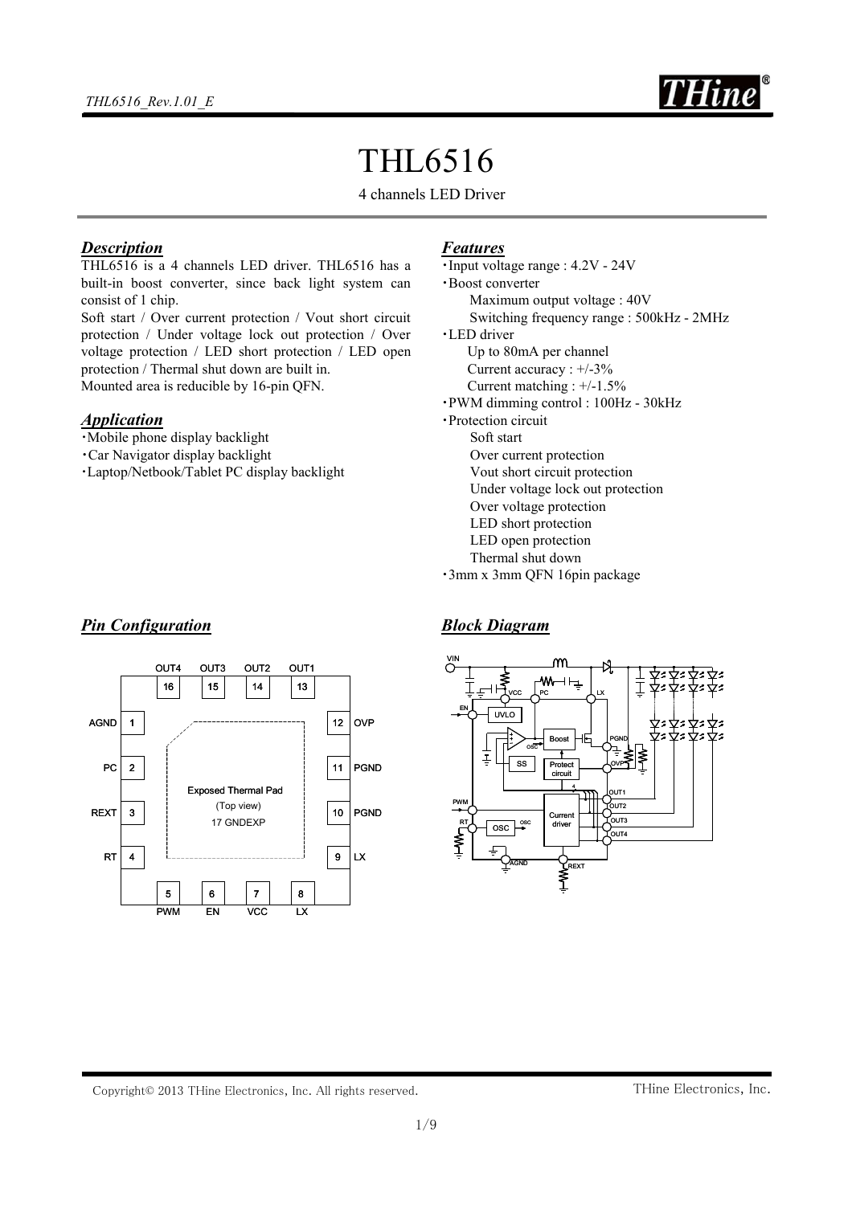# THL6516

4 channels LED Driver

## *Description*

THL6516 is a 4 channels LED driver. THL6516 has a built-in boost converter, since back light system can consist of 1 chip.
Soft start / Over current protection / Vout short circuit protection / Under voltage lock out protection / Over voltage protection / LED short protection / LED open protection / Thermal shut down are built in.
Mounted area is reducible by 16-pin QFN.

## *Application*

・Mobile phone display backlight
・Car Navigator display backlight
・Laptop/Netbook/Tablet PC display backlight

## *Features*

・Input voltage range : 4.2V - 24V
・Boost converter
  Maximum output voltage : 40V
  Switching frequency range : 500kHz - 2MHz
・LED driver
  Up to 80mA per channel
  Current accuracy : +/-3%
  Current matching : +/-1.5%
・PWM dimming control : 100Hz - 30kHz
・Protection circuit
  Soft start
  Over current protection
  Vout short circuit protection
  Under voltage lock out protection
  Over voltage protection
  LED short protection
  LED open protection
  Thermal shut down
・3mm x 3mm QFN 16pin package

## *Pin Configuration*

| Pin | Name |
|---|---|
| 1 | AGND |
| 2 | PC |
| 3 | REXT |
| 4 | RT |
| 5 | PWM |
| 6 | EN |
| 7 | VCC |
| 8 | LX |
| 9 | LX |
| 10 | PGND |
| 11 | PGND |
| 12 | OVP |
| 13 | OUT1 |
| 14 | OUT2 |
| 15 | OUT3 |
| 16 | OUT4 |
| 17 | GNDEXP (Exposed Thermal Pad) |

(Top view)

## *Block Diagram*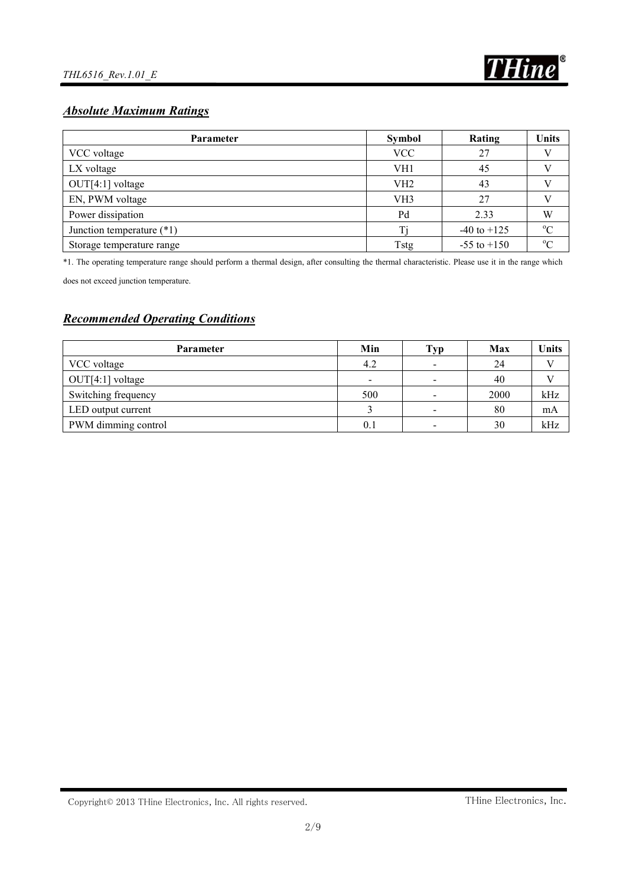## ***Absolute Maximum Ratings***

| Parameter | Symbol | Rating | Units |
|---|---|---|---|
| VCC voltage | VCC | 27 | V |
| LX voltage | VH1 | 45 | V |
| OUT[4:1] voltage | VH2 | 43 | V |
| EN, PWM voltage | VH3 | 27 | V |
| Power dissipation | Pd | 2.33 | W |
| Junction temperature (*1) | Tj | -40 to +125 | °C |
| Storage temperature range | Tstg | -55 to +150 | °C |

*1. The operating temperature range should perform a thermal design, after consulting the thermal characteristic. Please use it in the range which does not exceed junction temperature.

## ***Recommended Operating Conditions***

| Parameter | Min | Typ | Max | Units |
|---|---|---|---|---|
| VCC voltage | 4.2 | - | 24 | V |
| OUT[4:1] voltage | - | - | 40 | V |
| Switching frequency | 500 | - | 2000 | kHz |
| LED output current | 3 | - | 80 | mA |
| PWM dimming control | 0.1 | - | 30 | kHz |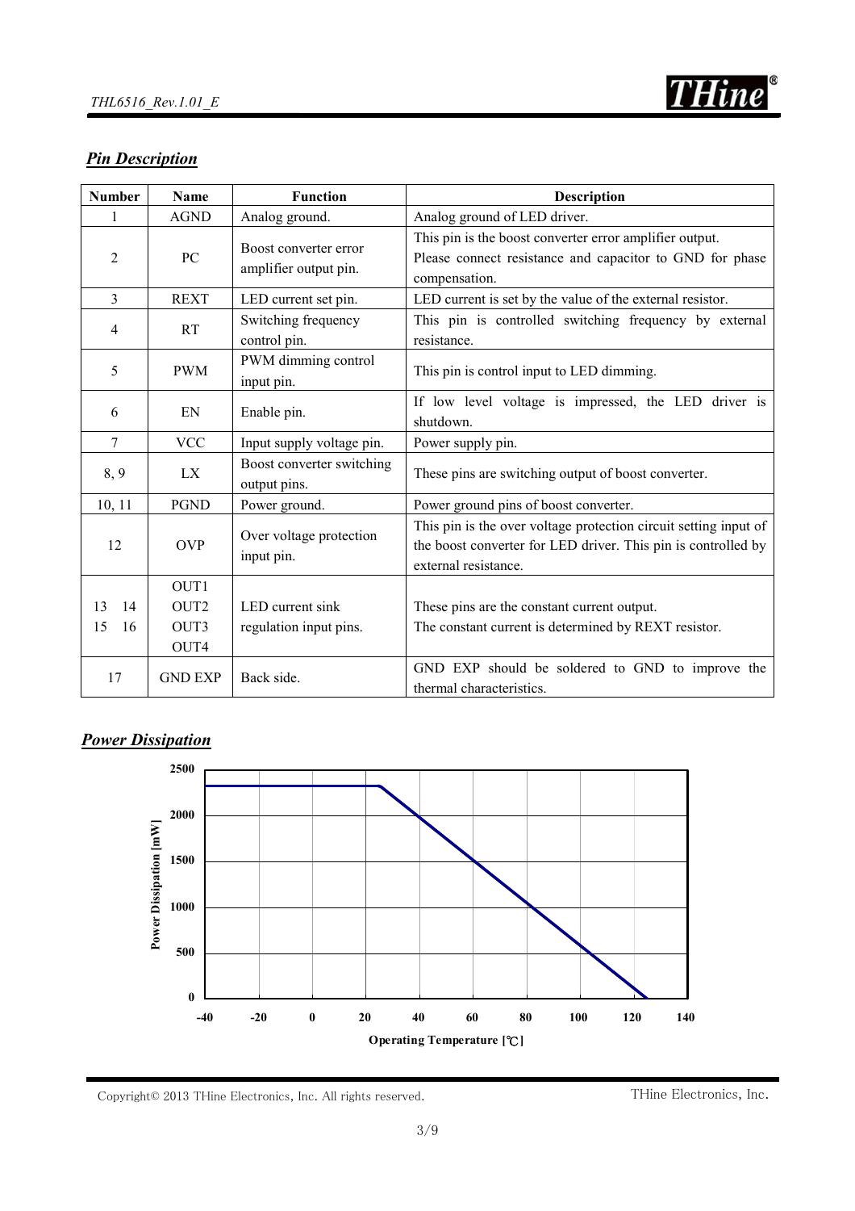## *Pin Description*

| Number | Name | Function | Description |
|---|---|---|---|
| 1 | AGND | Analog ground. | Analog ground of LED driver. |
| 2 | PC | Boost converter error amplifier output pin. | This pin is the boost converter error amplifier output. Please connect resistance and capacitor to GND for phase compensation. |
| 3 | REXT | LED current set pin. | LED current is set by the value of the external resistor. |
| 4 | RT | Switching frequency control pin. | This pin is controlled switching frequency by external resistance. |
| 5 | PWM | PWM dimming control input pin. | This pin is control input to LED dimming. |
| 6 | EN | Enable pin. | If low level voltage is impressed, the LED driver is shutdown. |
| 7 | VCC | Input supply voltage pin. | Power supply pin. |
| 8, 9 | LX | Boost converter switching output pins. | These pins are switching output of boost converter. |
| 10, 11 | PGND | Power ground. | Power ground pins of boost converter. |
| 12 | OVP | Over voltage protection input pin. | This pin is the over voltage protection circuit setting input of the boost converter for LED driver. This pin is controlled by external resistance. |
| 13 14 15 16 | OUT1 OUT2 OUT3 OUT4 | LED current sink regulation input pins. | These pins are the constant current output. The constant current is determined by REXT resistor. |
| 17 | GND EXP | Back side. | GND EXP should be soldered to GND to improve the thermal characteristics. |

## *Power Dissipation*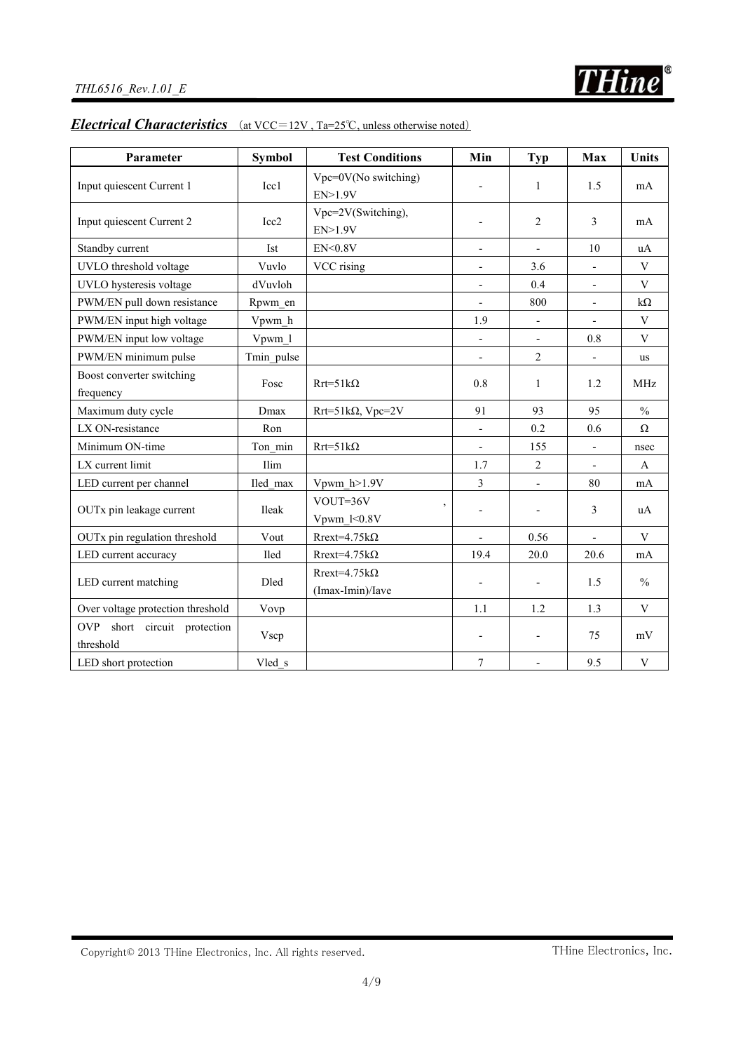## *Electrical Characteristics* (at VCC＝12V , Ta=25℃, unless otherwise noted)

| Parameter | Symbol | Test Conditions | Min | Typ | Max | Units |
|---|---|---|---|---|---|---|
| Input quiescent Current 1 | Icc1 | Vpc=0V(No switching) EN>1.9V | - | 1 | 1.5 | mA |
| Input quiescent Current 2 | Icc2 | Vpc=2V(Switching), EN>1.9V | - | 2 | 3 | mA |
| Standby current | Ist | EN<0.8V | - | - | 10 | uA |
| UVLO threshold voltage | Vuvlo | VCC rising | - | 3.6 | - | V |
| UVLO hysteresis voltage | dVuvloh | | - | 0.4 | - | V |
| PWM/EN pull down resistance | Rpwm_en | | - | 800 | - | kΩ |
| PWM/EN input high voltage | Vpwm_h | | 1.9 | - | - | V |
| PWM/EN input low voltage | Vpwm_l | | - | - | 0.8 | V |
| PWM/EN minimum pulse | Tmin_pulse | | - | 2 | - | us |
| Boost converter switching frequency | Fosc | Rrt=51kΩ | 0.8 | 1 | 1.2 | MHz |
| Maximum duty cycle | Dmax | Rrt=51kΩ, Vpc=2V | 91 | 93 | 95 | % |
| LX ON-resistance | Ron | | - | 0.2 | 0.6 | Ω |
| Minimum ON-time | Ton_min | Rrt=51kΩ | - | 155 | - | nsec |
| LX current limit | Ilim | | 1.7 | 2 | - | A |
| LED current per channel | Iled_max | Vpwm_h>1.9V | 3 | - | 80 | mA |
| OUTx pin leakage current | Ileak | VOUT=36V , Vpwm_l<0.8V | - | - | 3 | uA |
| OUTx pin regulation threshold | Vout | Rrext=4.75kΩ | - | 0.56 | - | V |
| LED current accuracy | Iled | Rrext=4.75kΩ | 19.4 | 20.0 | 20.6 | mA |
| LED current matching | Dled | Rrext=4.75kΩ (Imax-Imin)/Iave | - | - | 1.5 | % |
| Over voltage protection threshold | Vovp | | 1.1 | 1.2 | 1.3 | V |
| OVP short circuit protection threshold | Vscp | | - | - | 75 | mV |
| LED short protection | Vled_s | | 7 | - | 9.5 | V |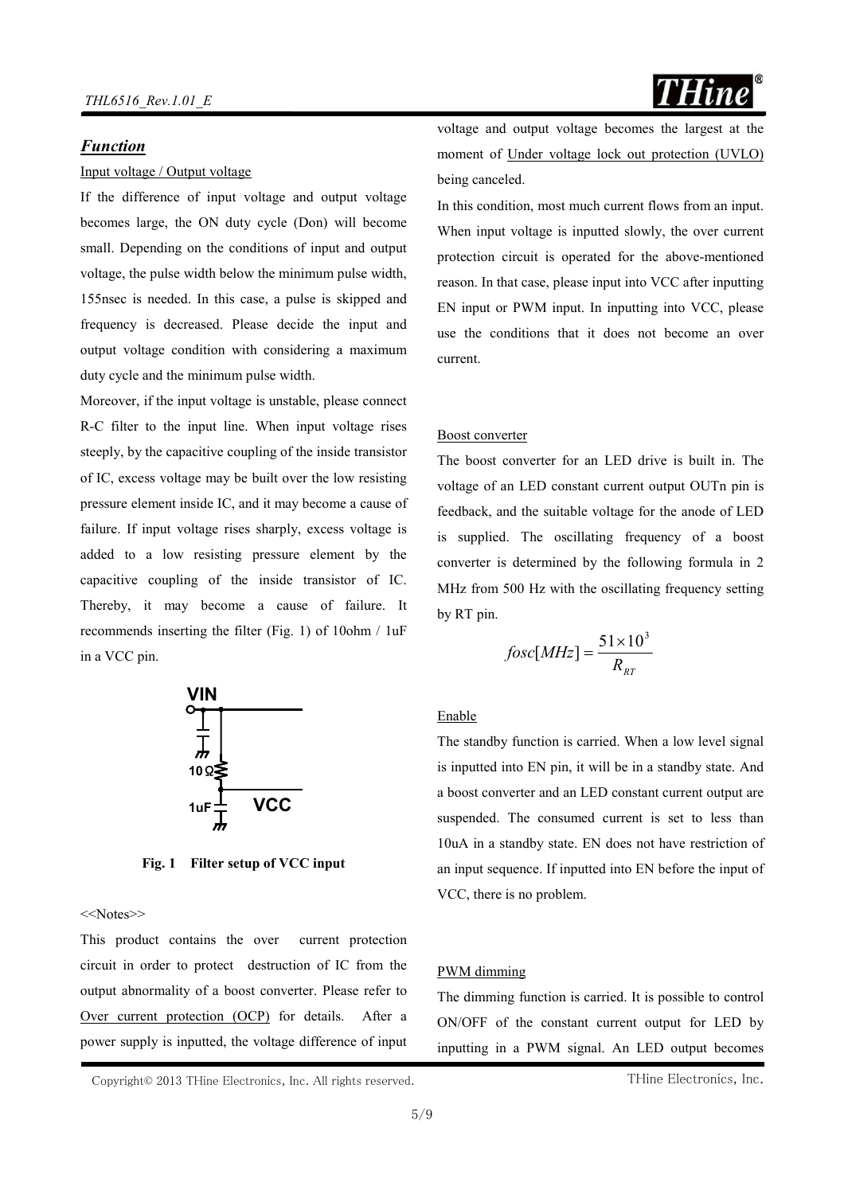## *Function*

Input voltage / Output voltage

If the difference of input voltage and output voltage becomes large, the ON duty cycle (Don) will become small. Depending on the conditions of input and output voltage, the pulse width below the minimum pulse width, 155nsec is needed. In this case, a pulse is skipped and frequency is decreased. Please decide the input and output voltage condition with considering a maximum duty cycle and the minimum pulse width.

Moreover, if the input voltage is unstable, please connect R-C filter to the input line. When input voltage rises steeply, by the capacitive coupling of the inside transistor of IC, excess voltage may be built over the low resisting pressure element inside IC, and it may become a cause of failure. If input voltage rises sharply, excess voltage is added to a low resisting pressure element by the capacitive coupling of the inside transistor of IC. Thereby, it may become a cause of failure. It recommends inserting the filter (Fig. 1) of 10ohm / 1uF in a VCC pin.

VIN

10Ω

1uF

VCC

**Fig. 1 Filter setup of VCC input**

<<Notes>>

This product contains the over current protection circuit in order to protect destruction of IC from the output abnormality of a boost converter. Please refer to Over current protection (OCP) for details. After a power supply is inputted, the voltage difference of input voltage and output voltage becomes the largest at the moment of Under voltage lock out protection (UVLO) being canceled.

In this condition, most much current flows from an input. When input voltage is inputted slowly, the over current protection circuit is operated for the above-mentioned reason. In that case, please input into VCC after inputting EN input or PWM input. In inputting into VCC, please use the conditions that it does not become an over current.

Boost converter

The boost converter for an LED drive is built in. The voltage of an LED constant current output OUTn pin is feedback, and the suitable voltage for the anode of LED is supplied. The oscillating frequency of a boost converter is determined by the following formula in 2 MHz from 500 Hz with the oscillating frequency setting by RT pin.

$$fosc[MHz] = \frac{51 \times 10^3}{R_{RT}}$$

Enable

The standby function is carried. When a low level signal is inputted into EN pin, it will be in a standby state. And a boost converter and an LED constant current output are suspended. The consumed current is set to less than 10uA in a standby state. EN does not have restriction of an input sequence. If inputted into EN before the input of VCC, there is no problem.

PWM dimming

The dimming function is carried. It is possible to control ON/OFF of the constant current output for LED by inputting in a PWM signal. An LED output becomes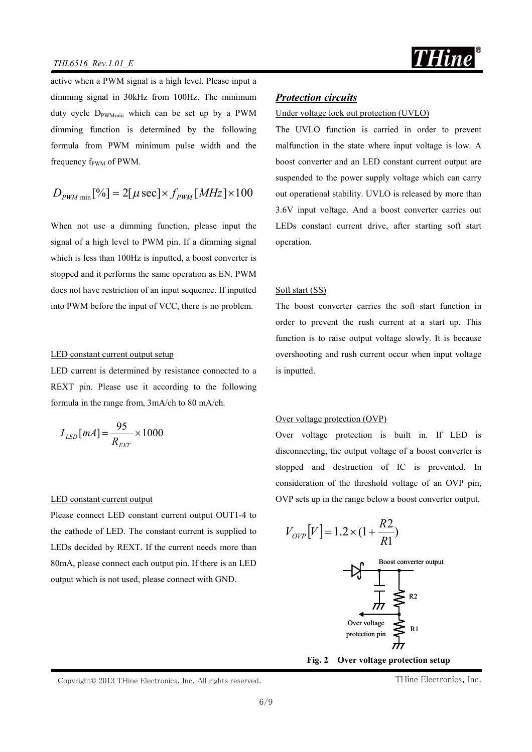active when a PWM signal is a high level. Please input a dimming signal in 30kHz from 100Hz. The minimum duty cycle $D_{PWMmin}$ which can be set up by a PWM dimming function is determined by the following formula from PWM minimum pulse width and the frequency $f_{PWM}$ of PWM.

$$D_{PWM\,\min}[\%] = 2[\mu\,\mathrm{sec}] \times f_{PWM}[MHz] \times 100$$

When not use a dimming function, please input the signal of a high level to PWM pin. If a dimming signal which is less than 100Hz is inputted, a boost converter is stopped and it performs the same operation as EN. PWM does not have restriction of an input sequence. If inputted into PWM before the input of VCC, there is no problem.

LED constant current output setup

LED current is determined by resistance connected to a REXT pin. Please use it according to the following formula in the range from, 3mA/ch to 80 mA/ch.

$$I_{LED}[mA] = \frac{95}{R_{EXT}} \times 1000$$

LED constant current output

Please connect LED constant current output OUT1-4 to the cathode of LED. The constant current is supplied to LEDs decided by REXT. If the current needs more than 80mA, please connect each output pin. If there is an LED output which is not used, please connect with GND.

## *Protection circuits*

Under voltage lock out protection (UVLO)

The UVLO function is carried in order to prevent malfunction in the state where input voltage is low. A boost converter and an LED constant current output are suspended to the power supply voltage which can carry out operational stability. UVLO is released by more than 3.6V input voltage. And a boost converter carries out LEDs constant current drive, after starting soft start operation.

Soft start (SS)

The boost converter carries the soft start function in order to prevent the rush current at a start up. This function is to raise output voltage slowly. It is because overshooting and rush current occur when input voltage is inputted.

Over voltage protection (OVP)

Over voltage protection is built in. If LED is disconnecting, the output voltage of a boost converter is stopped and destruction of IC is prevented. In consideration of the threshold voltage of an OVP pin, OVP sets up in the range below a boost converter output.

$$V_{OVP}[V] = 1.2 \times \left(1 + \frac{R2}{R1}\right)$$

Boost converter output

R2

R1

Over voltage protection pin

**Fig. 2 Over voltage protection setup**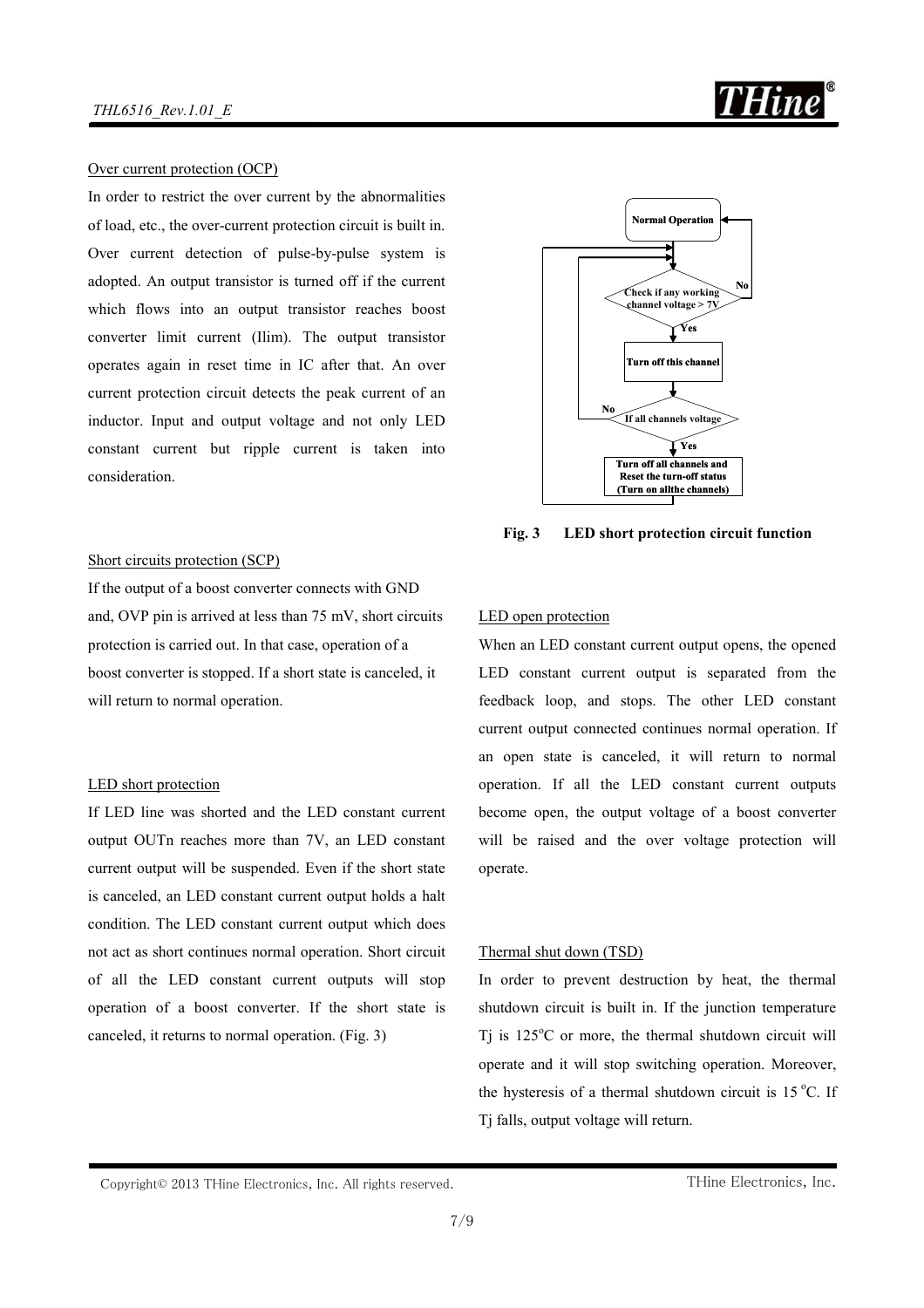Over current protection (OCP)

In order to restrict the over current by the abnormalities of load, etc., the over-current protection circuit is built in. Over current detection of pulse-by-pulse system is adopted. An output transistor is turned off if the current which flows into an output transistor reaches boost converter limit current (Ilim). The output transistor operates again in reset time in IC after that. An over current protection circuit detects the peak current of an inductor. Input and output voltage and not only LED constant current but ripple current is taken into consideration.

Short circuits protection (SCP)

If the output of a boost converter connects with GND and, OVP pin is arrived at less than 75 mV, short circuits protection is carried out. In that case, operation of a boost converter is stopped. If a short state is canceled, it will return to normal operation.

LED short protection

If LED line was shorted and the LED constant current output OUTn reaches more than 7V, an LED constant current output will be suspended. Even if the short state is canceled, an LED constant current output holds a halt condition. The LED constant current output which does not act as short continues normal operation. Short circuit of all the LED constant current outputs will stop operation of a boost converter. If the short state is canceled, it returns to normal operation. (Fig. 3)

Normal Operation

Check if any working channel voltage > 7V — No / Yes

Turn off this channel

If all channels voltage — No / Yes

Turn off all channels and Reset the turn-off status (Turn on allthe channels)

**Fig. 3 LED short protection circuit function**

LED open protection

When an LED constant current output opens, the opened LED constant current output is separated from the feedback loop, and stops. The other LED constant current output connected continues normal operation. If an open state is canceled, it will return to normal operation. If all the LED constant current outputs become open, the output voltage of a boost converter will be raised and the over voltage protection will operate.

Thermal shut down (TSD)

In order to prevent destruction by heat, the thermal shutdown circuit is built in. If the junction temperature Tj is 125°C or more, the thermal shutdown circuit will operate and it will stop switching operation. Moreover, the hysteresis of a thermal shutdown circuit is 15 °C. If Tj falls, output voltage will return.

Copyright© 2013 THine Electronics, Inc. All rights reserved.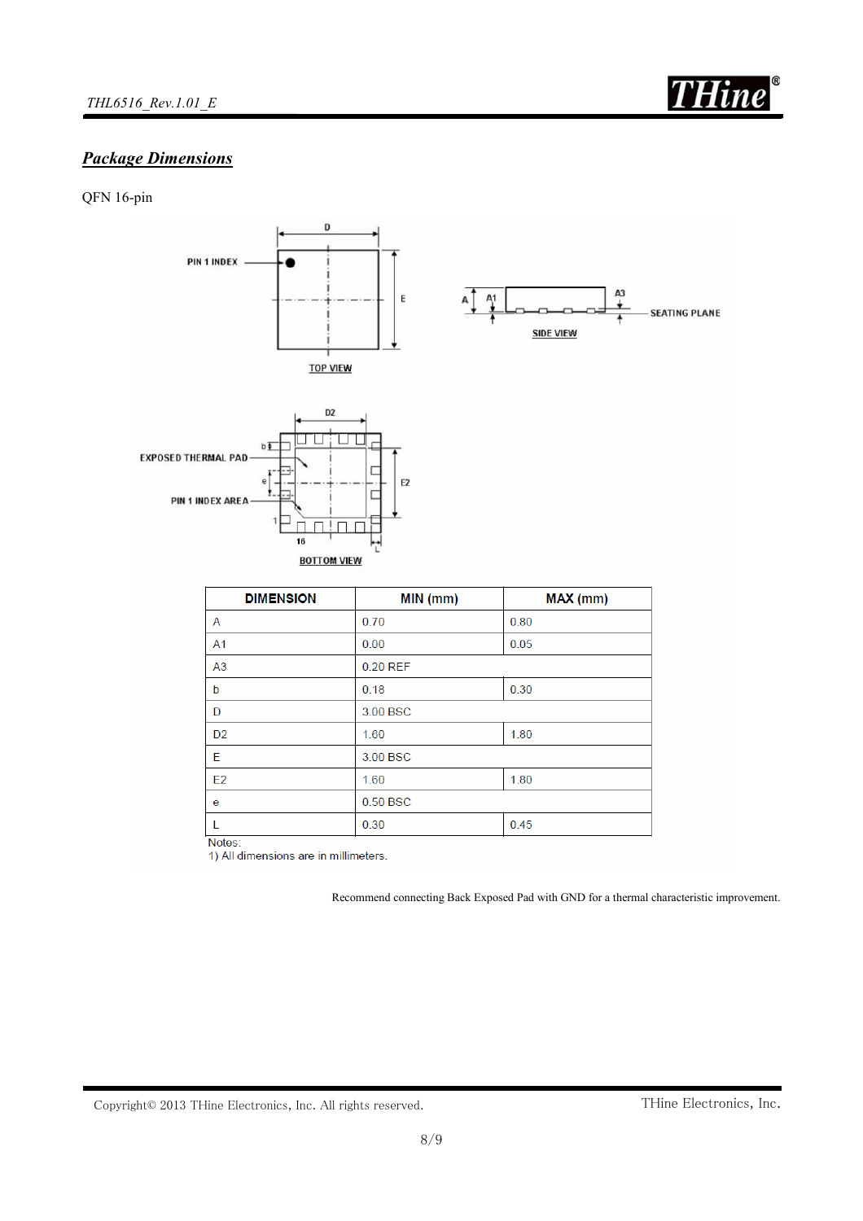## Package Dimensions

QFN 16-pin

| DIMENSION | MIN (mm) | MAX (mm) |
| --- | --- | --- |
| A | 0.70 | 0.80 |
| A1 | 0.00 | 0.05 |
| A3 | 0.20 REF | |
| b | 0.18 | 0.30 |
| D | 3.00 BSC | |
| D2 | 1.60 | 1.80 |
| E | 3.00 BSC | |
| E2 | 1.60 | 1.80 |
| e | 0.50 BSC | |
| L | 0.30 | 0.45 |

Notes:
1) All dimensions are in millimeters.

Recommend connecting Back Exposed Pad with GND for a thermal characteristic improvement.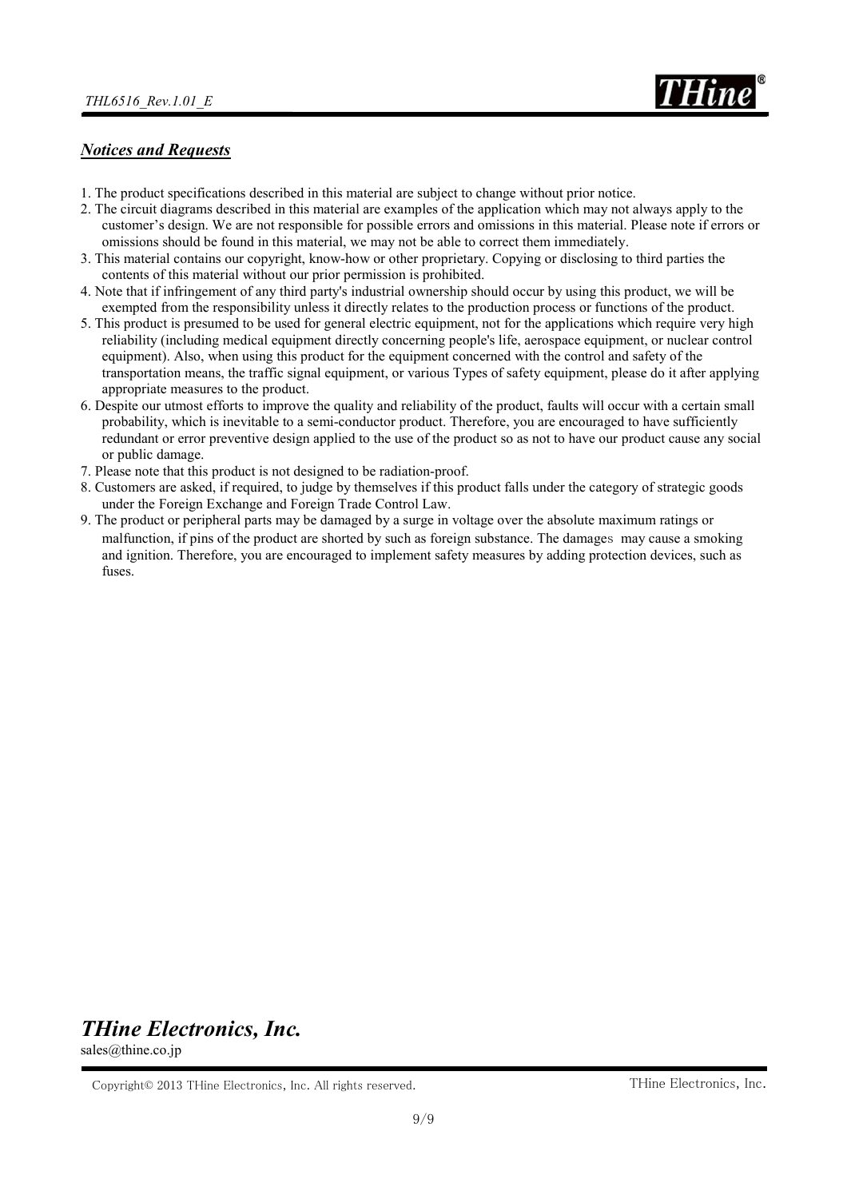## ***Notices and Requests***

1. The product specifications described in this material are subject to change without prior notice.
2. The circuit diagrams described in this material are examples of the application which may not always apply to the customer's design. We are not responsible for possible errors and omissions in this material. Please note if errors or omissions should be found in this material, we may not be able to correct them immediately.
3. This material contains our copyright, know-how or other proprietary. Copying or disclosing to third parties the contents of this material without our prior permission is prohibited.
4. Note that if infringement of any third party's industrial ownership should occur by using this product, we will be exempted from the responsibility unless it directly relates to the production process or functions of the product.
5. This product is presumed to be used for general electric equipment, not for the applications which require very high reliability (including medical equipment directly concerning people's life, aerospace equipment, or nuclear control equipment). Also, when using this product for the equipment concerned with the control and safety of the transportation means, the traffic signal equipment, or various Types of safety equipment, please do it after applying appropriate measures to the product.
6. Despite our utmost efforts to improve the quality and reliability of the product, faults will occur with a certain small probability, which is inevitable to a semi-conductor product. Therefore, you are encouraged to have sufficiently redundant or error preventive design applied to the use of the product so as not to have our product cause any social or public damage.
7. Please note that this product is not designed to be radiation-proof.
8. Customers are asked, if required, to judge by themselves if this product falls under the category of strategic goods under the Foreign Exchange and Foreign Trade Control Law.
9. The product or peripheral parts may be damaged by a surge in voltage over the absolute maximum ratings or malfunction, if pins of the product are shorted by such as foreign substance. The damages may cause a smoking and ignition. Therefore, you are encouraged to implement safety measures by adding protection devices, such as fuses.

## *THine Electronics, Inc.*

sales@thine.co.jp

Copyright© 2013 THine Electronics, Inc. All rights reserved.